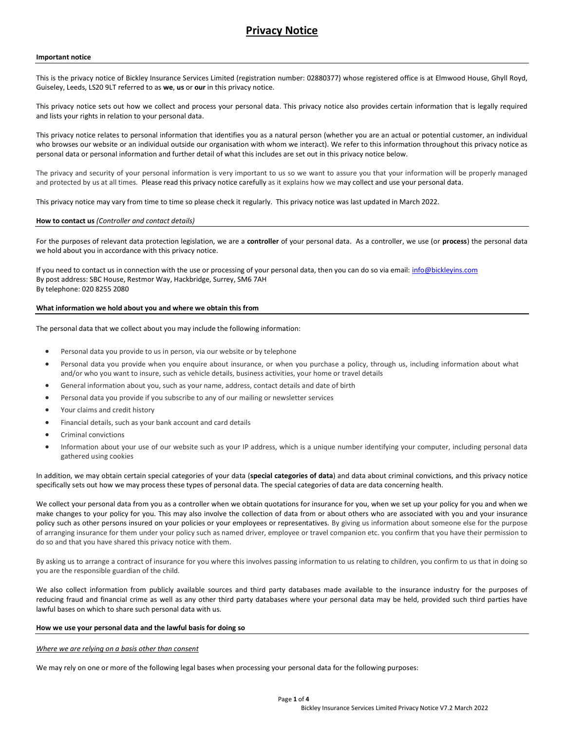# Privacy Notice

**Important notice**

This is the privacy notice of Bickley Insurance Services Limited (registration number: 02880377) whose registered office is at Elmwood House, Ghyll Royd, Guiseley, Leeds, LS20 9LT referred to as **we**, **us** or **our** in this privacy notice.

This privacy notice sets out how we collect and process your personal data. This privacy notice also provides certain information that is legally required and lists your rights in relation to your personal data.

This privacy notice relates to personal information that identifies you as a natural person (whether you are an actual or potential customer, an individual who browses our website or an individual outside our organisation with whom we interact). We refer to this information throughout this privacy notice as personal data or personal information and further detail of what this includes are set out in this privacy notice below.

The privacy and security of your personal information is very important to us so we want to assure you that your information will be properly managed and protected by us at all times. Please read this privacy notice carefully as it explains how we may collect and use your personal data.

This privacy notice may vary from time to time so please check it regularly. This privacy notice was last updated in March 2022.

**How to contact us** *(Controller and contact details)*

For the purposes of relevant data protection legislation, we are a **controller** of your personal data. As a controller, we use (or **process**) the personal data we hold about you in accordance with this privacy notice.

If you need to contact us in connection with the use or processing of your personal data, then you can do so via email: info@bickleyins.com
By post address: SBC House, Restmor Way, Hackbridge, Surrey, SM6 7AH
By telephone: 020 8255 2080

**What information we hold about you and where we obtain this from**

The personal data that we collect about you may include the following information:

- Personal data you provide to us in person, via our website or by telephone
- Personal data you provide when you enquire about insurance, or when you purchase a policy, through us, including information about what and/or who you want to insure, such as vehicle details, business activities, your home or travel details
- General information about you, such as your name, address, contact details and date of birth
- Personal data you provide if you subscribe to any of our mailing or newsletter services
- Your claims and credit history
- Financial details, such as your bank account and card details
- Criminal convictions
- Information about your use of our website such as your IP address, which is a unique number identifying your computer, including personal data gathered using cookies

In addition, we may obtain certain special categories of your data (**special categories of data**) and data about criminal convictions, and this privacy notice specifically sets out how we may process these types of personal data. The special categories of data are data concerning health.

We collect your personal data from you as a controller when we obtain quotations for insurance for you, when we set up your policy for you and when we make changes to your policy for you. This may also involve the collection of data from or about others who are associated with you and your insurance policy such as other persons insured on your policies or your employees or representatives. By giving us information about someone else for the purpose of arranging insurance for them under your policy such as named driver, employee or travel companion etc. you confirm that you have their permission to do so and that you have shared this privacy notice with them.

By asking us to arrange a contract of insurance for you where this involves passing information to us relating to children, you confirm to us that in doing so you are the responsible guardian of the child.

We also collect information from publicly available sources and third party databases made available to the insurance industry for the purposes of reducing fraud and financial crime as well as any other third party databases where your personal data may be held, provided such third parties have lawful bases on which to share such personal data with us.

**How we use your personal data and the lawful basis for doing so**

*Where we are relying on a basis other than consent*

We may rely on one or more of the following legal bases when processing your personal data for the following purposes: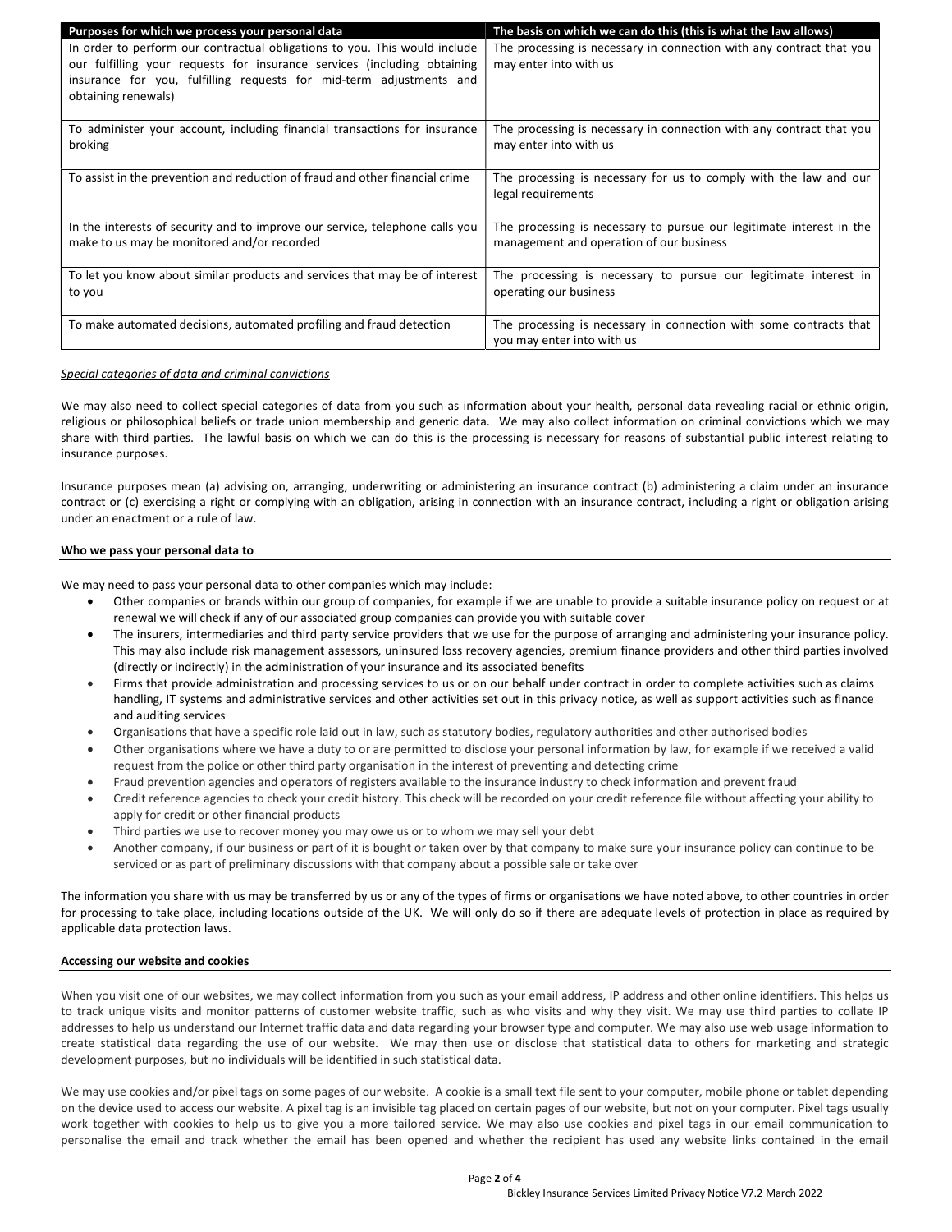| Purposes for which we process your personal data | The basis on which we can do this (this is what the law allows) |
|---|---|
| In order to perform our contractual obligations to you. This would include our fulfilling your requests for insurance services (including obtaining insurance for you, fulfilling requests for mid-term adjustments and obtaining renewals) | The processing is necessary in connection with any contract that you may enter into with us |
| To administer your account, including financial transactions for insurance broking | The processing is necessary in connection with any contract that you may enter into with us |
| To assist in the prevention and reduction of fraud and other financial crime | The processing is necessary for us to comply with the law and our legal requirements |
| In the interests of security and to improve our service, telephone calls you make to us may be monitored and/or recorded | The processing is necessary to pursue our legitimate interest in the management and operation of our business |
| To let you know about similar products and services that may be of interest to you | The processing is necessary to pursue our legitimate interest in operating our business |
| To make automated decisions, automated profiling and fraud detection | The processing is necessary in connection with some contracts that you may enter into with us |

*Special categories of data and criminal convictions*

We may also need to collect special categories of data from you such as information about your health, personal data revealing racial or ethnic origin, religious or philosophical beliefs or trade union membership and generic data. We may also collect information on criminal convictions which we may share with third parties. The lawful basis on which we can do this is the processing is necessary for reasons of substantial public interest relating to insurance purposes.

Insurance purposes mean (a) advising on, arranging, underwriting or administering an insurance contract (b) administering a claim under an insurance contract or (c) exercising a right or complying with an obligation, arising in connection with an insurance contract, including a right or obligation arising under an enactment or a rule of law.

**Who we pass your personal data to**

We may need to pass your personal data to other companies which may include:

- Other companies or brands within our group of companies, for example if we are unable to provide a suitable insurance policy on request or at renewal we will check if any of our associated group companies can provide you with suitable cover
- The insurers, intermediaries and third party service providers that we use for the purpose of arranging and administering your insurance policy. This may also include risk management assessors, uninsured loss recovery agencies, premium finance providers and other third parties involved (directly or indirectly) in the administration of your insurance and its associated benefits
- Firms that provide administration and processing services to us or on our behalf under contract in order to complete activities such as claims handling, IT systems and administrative services and other activities set out in this privacy notice, as well as support activities such as finance and auditing services
- Organisations that have a specific role laid out in law, such as statutory bodies, regulatory authorities and other authorised bodies
- Other organisations where we have a duty to or are permitted to disclose your personal information by law, for example if we received a valid request from the police or other third party organisation in the interest of preventing and detecting crime
- Fraud prevention agencies and operators of registers available to the insurance industry to check information and prevent fraud
- Credit reference agencies to check your credit history. This check will be recorded on your credit reference file without affecting your ability to apply for credit or other financial products
- Third parties we use to recover money you may owe us or to whom we may sell your debt
- Another company, if our business or part of it is bought or taken over by that company to make sure your insurance policy can continue to be serviced or as part of preliminary discussions with that company about a possible sale or take over

The information you share with us may be transferred by us or any of the types of firms or organisations we have noted above, to other countries in order for processing to take place, including locations outside of the UK. We will only do so if there are adequate levels of protection in place as required by applicable data protection laws.

**Accessing our website and cookies**

When you visit one of our websites, we may collect information from you such as your email address, IP address and other online identifiers. This helps us to track unique visits and monitor patterns of customer website traffic, such as who visits and why they visit. We may use third parties to collate IP addresses to help us understand our Internet traffic data and data regarding your browser type and computer. We may also use web usage information to create statistical data regarding the use of our website. We may then use or disclose that statistical data to others for marketing and strategic development purposes, but no individuals will be identified in such statistical data.

We may use cookies and/or pixel tags on some pages of our website. A cookie is a small text file sent to your computer, mobile phone or tablet depending on the device used to access our website. A pixel tag is an invisible tag placed on certain pages of our website, but not on your computer. Pixel tags usually work together with cookies to help us to give you a more tailored service. We may also use cookies and pixel tags in our email communication to personalise the email and track whether the email has been opened and whether the recipient has used any website links contained in the email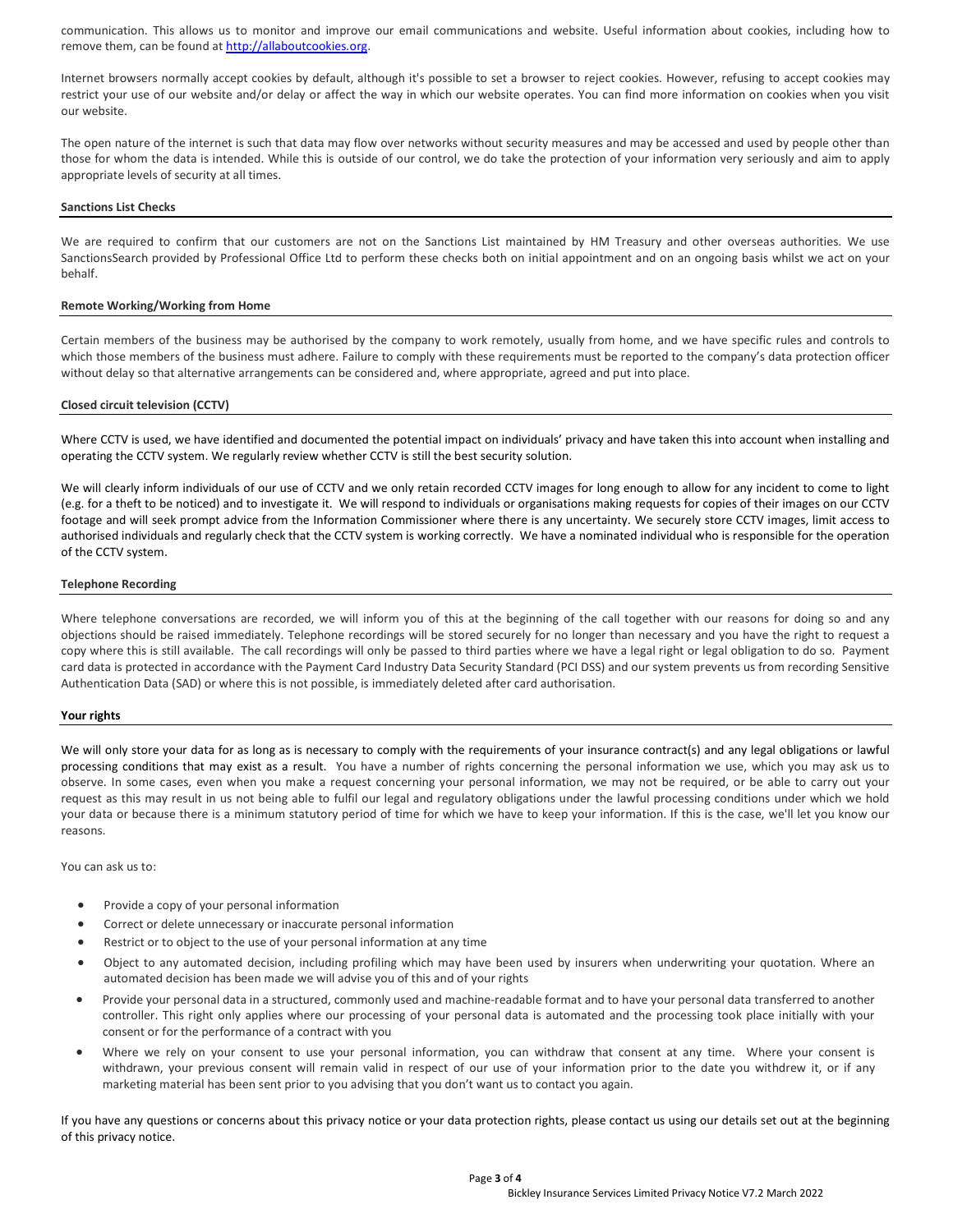communication. This allows us to monitor and improve our email communications and website. Useful information about cookies, including how to remove them, can be found at [http://allaboutcookies.org](http://allaboutcookies.org).

Internet browsers normally accept cookies by default, although it's possible to set a browser to reject cookies. However, refusing to accept cookies may restrict your use of our website and/or delay or affect the way in which our website operates. You can find more information on cookies when you visit our website.

The open nature of the internet is such that data may flow over networks without security measures and may be accessed and used by people other than those for whom the data is intended. While this is outside of our control, we do take the protection of your information very seriously and aim to apply appropriate levels of security at all times.

**Sanctions List Checks**

We are required to confirm that our customers are not on the Sanctions List maintained by HM Treasury and other overseas authorities. We use SanctionsSearch provided by Professional Office Ltd to perform these checks both on initial appointment and on an ongoing basis whilst we act on your behalf.

**Remote Working/Working from Home**

Certain members of the business may be authorised by the company to work remotely, usually from home, and we have specific rules and controls to which those members of the business must adhere. Failure to comply with these requirements must be reported to the company's data protection officer without delay so that alternative arrangements can be considered and, where appropriate, agreed and put into place.

**Closed circuit television (CCTV)**

Where CCTV is used, we have identified and documented the potential impact on individuals' privacy and have taken this into account when installing and operating the CCTV system. We regularly review whether CCTV is still the best security solution.

We will clearly inform individuals of our use of CCTV and we only retain recorded CCTV images for long enough to allow for any incident to come to light (e.g. for a theft to be noticed) and to investigate it. We will respond to individuals or organisations making requests for copies of their images on our CCTV footage and will seek prompt advice from the Information Commissioner where there is any uncertainty. We securely store CCTV images, limit access to authorised individuals and regularly check that the CCTV system is working correctly. We have a nominated individual who is responsible for the operation of the CCTV system.

**Telephone Recording**

Where telephone conversations are recorded, we will inform you of this at the beginning of the call together with our reasons for doing so and any objections should be raised immediately. Telephone recordings will be stored securely for no longer than necessary and you have the right to request a copy where this is still available. The call recordings will only be passed to third parties where we have a legal right or legal obligation to do so. Payment card data is protected in accordance with the Payment Card Industry Data Security Standard (PCI DSS) and our system prevents us from recording Sensitive Authentication Data (SAD) or where this is not possible, is immediately deleted after card authorisation.

**Your rights**

We will only store your data for as long as is necessary to comply with the requirements of your insurance contract(s) and any legal obligations or lawful processing conditions that may exist as a result. You have a number of rights concerning the personal information we use, which you may ask us to observe. In some cases, even when you make a request concerning your personal information, we may not be required, or be able to carry out your request as this may result in us not being able to fulfil our legal and regulatory obligations under the lawful processing conditions under which we hold your data or because there is a minimum statutory period of time for which we have to keep your information. If this is the case, we'll let you know our reasons.

You can ask us to:

- Provide a copy of your personal information
- Correct or delete unnecessary or inaccurate personal information
- Restrict or to object to the use of your personal information at any time
- Object to any automated decision, including profiling which may have been used by insurers when underwriting your quotation. Where an automated decision has been made we will advise you of this and of your rights
- Provide your personal data in a structured, commonly used and machine-readable format and to have your personal data transferred to another controller. This right only applies where our processing of your personal data is automated and the processing took place initially with your consent or for the performance of a contract with you
- Where we rely on your consent to use your personal information, you can withdraw that consent at any time. Where your consent is withdrawn, your previous consent will remain valid in respect of our use of your information prior to the date you withdrew it, or if any marketing material has been sent prior to you advising that you don't want us to contact you again.

If you have any questions or concerns about this privacy notice or your data protection rights, please contact us using our details set out at the beginning of this privacy notice.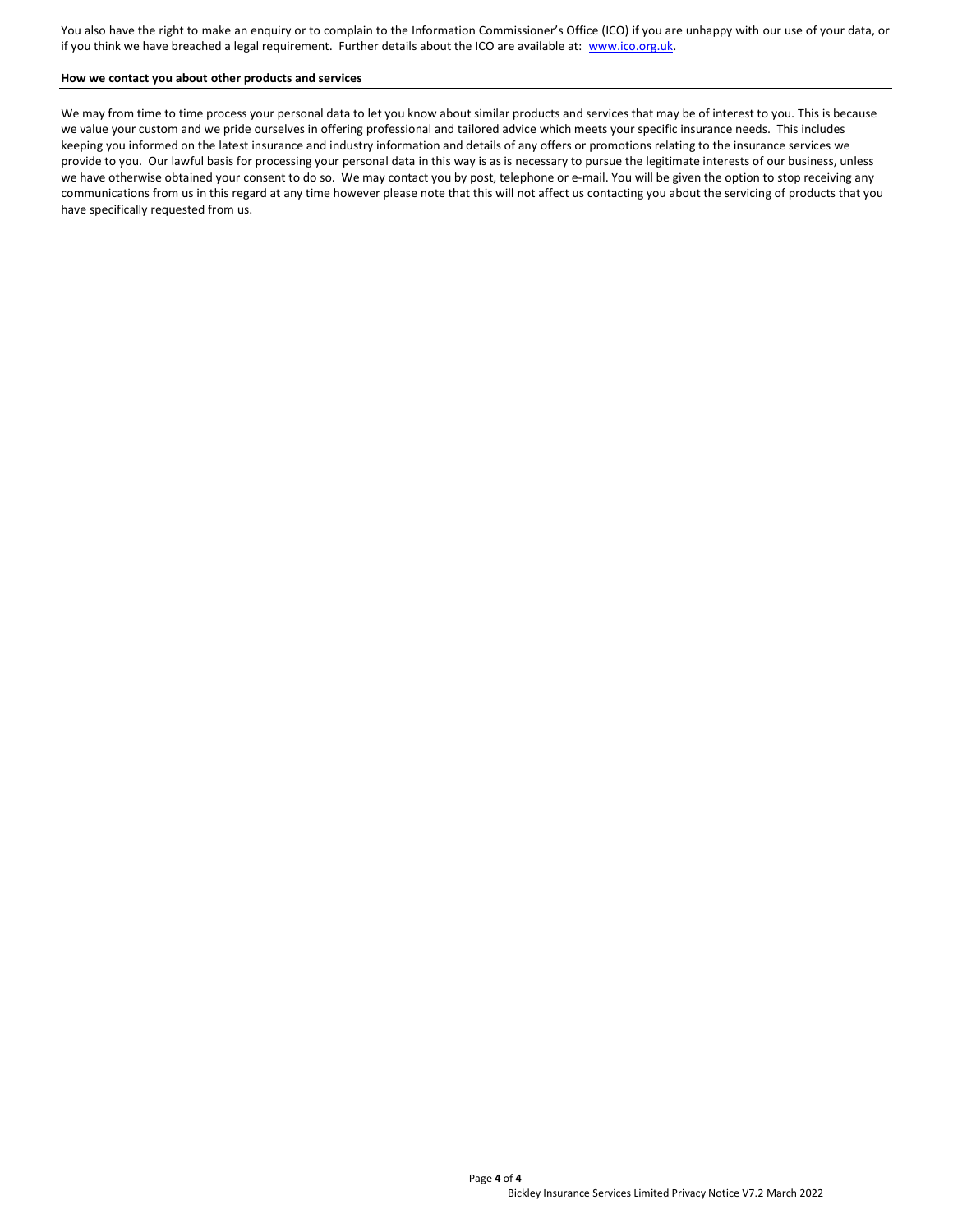You also have the right to make an enquiry or to complain to the Information Commissioner's Office (ICO) if you are unhappy with our use of your data, or if you think we have breached a legal requirement. Further details about the ICO are available at: [www.ico.org.uk](http://www.ico.org.uk).

**How we contact you about other products and services**

We may from time to time process your personal data to let you know about similar products and services that may be of interest to you. This is because we value your custom and we pride ourselves in offering professional and tailored advice which meets your specific insurance needs. This includes keeping you informed on the latest insurance and industry information and details of any offers or promotions relating to the insurance services we provide to you. Our lawful basis for processing your personal data in this way is as is necessary to pursue the legitimate interests of our business, unless we have otherwise obtained your consent to do so. We may contact you by post, telephone or e-mail. You will be given the option to stop receiving any communications from us in this regard at any time however please note that this will <u>not</u> affect us contacting you about the servicing of products that you have specifically requested from us.